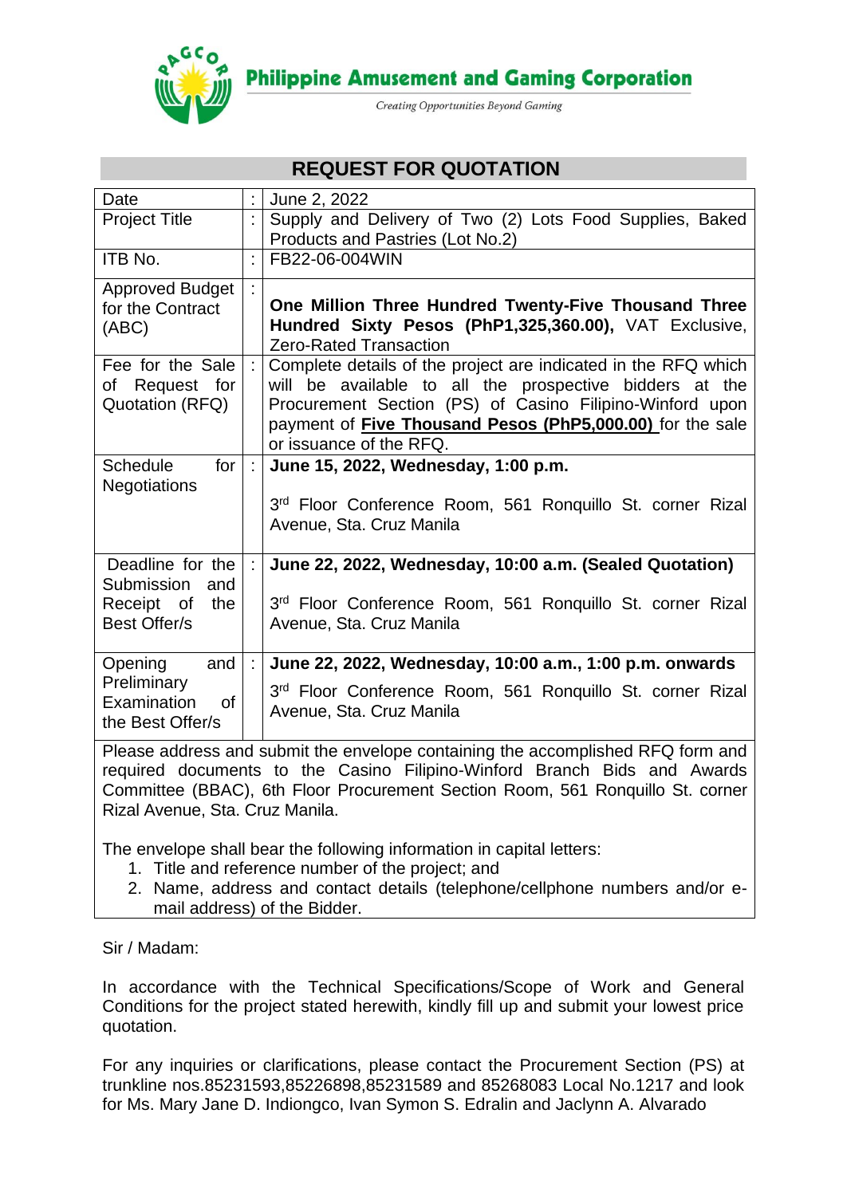**Philippine Amusement and Gaming Corporation**

*Creating Opportunities Beyond Gaming*

# REQUEST FOR QUOTATION

| | | |
|---|---|---|
| Date | : | June 2, 2022 |
| Project Title | : | Supply and Delivery of Two (2) Lots Food Supplies, Baked Products and Pastries (Lot No.2) |
| ITB No. | : | FB22-06-004WIN |
| Approved Budget for the Contract (ABC) | : | **One Million Three Hundred Twenty-Five Thousand Three Hundred Sixty Pesos (PhP1,325,360.00),** VAT Exclusive, Zero-Rated Transaction |
| Fee for the Sale of Request for Quotation (RFQ) | : | Complete details of the project are indicated in the RFQ which will be available to all the prospective bidders at the Procurement Section (PS) of Casino Filipino-Winford upon payment of **Five Thousand Pesos (PhP5,000.00)** for the sale or issuance of the RFQ. |
| Schedule for Negotiations | : | **June 15, 2022, Wednesday, 1:00 p.m.**<br><br>3rd Floor Conference Room, 561 Ronquillo St. corner Rizal Avenue, Sta. Cruz Manila |
| Deadline for the Submission and Receipt of the Best Offer/s | : | **June 22, 2022, Wednesday, 10:00 a.m. (Sealed Quotation)**<br><br>3rd Floor Conference Room, 561 Ronquillo St. corner Rizal Avenue, Sta. Cruz Manila |
| Opening and Preliminary Examination of the Best Offer/s | : | **June 22, 2022, Wednesday, 10:00 a.m., 1:00 p.m. onwards**<br><br>3rd Floor Conference Room, 561 Ronquillo St. corner Rizal Avenue, Sta. Cruz Manila |

Please address and submit the envelope containing the accomplished RFQ form and required documents to the Casino Filipino-Winford Branch Bids and Awards Committee (BBAC), 6th Floor Procurement Section Room, 561 Ronquillo St. corner Rizal Avenue, Sta. Cruz Manila.

The envelope shall bear the following information in capital letters:

1. Title and reference number of the project; and
2. Name, address and contact details (telephone/cellphone numbers and/or e-mail address) of the Bidder.

Sir / Madam:

In accordance with the Technical Specifications/Scope of Work and General Conditions for the project stated herewith, kindly fill up and submit your lowest price quotation.

For any inquiries or clarifications, please contact the Procurement Section (PS) at trunkline nos.85231593,85226898,85231589 and 85268083 Local No.1217 and look for Ms. Mary Jane D. Indiongco, Ivan Symon S. Edralin and Jaclynn A. Alvarado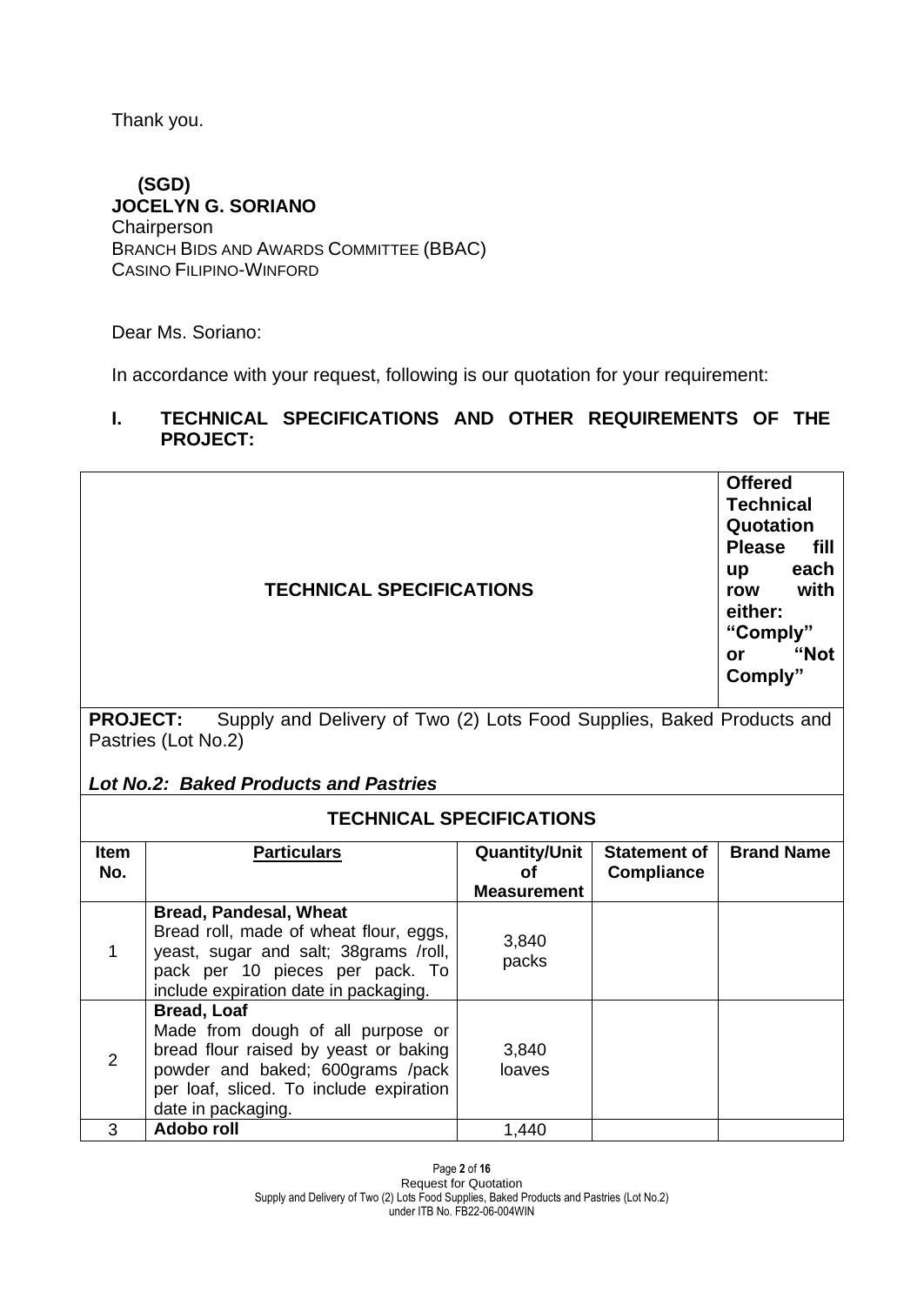Thank you.

**(SGD)**
**JOCELYN G. SORIANO**
Chairperson
BRANCH BIDS AND AWARDS COMMITTEE (BBAC)
CASINO FILIPINO-WINFORD

Dear Ms. Soriano:

In accordance with your request, following is our quotation for your requirement:

## I. TECHNICAL SPECIFICATIONS AND OTHER REQUIREMENTS OF THE PROJECT:

| TECHNICAL SPECIFICATIONS | | | | Offered Technical Quotation Please fill up each row with either: "Comply" or "Not Comply" |
|---|---|---|---|---|
| **PROJECT:** Supply and Delivery of Two (2) Lots Food Supplies, Baked Products and Pastries (Lot No.2)<br><br>***Lot No.2: Baked Products and Pastries*** | | | | |
| **TECHNICAL SPECIFICATIONS** | | | | |
| **Item No.** | **Particulars** | **Quantity/Unit of Measurement** | **Statement of Compliance** | **Brand Name** |
| 1 | **Bread, Pandesal, Wheat**<br>Bread roll, made of wheat flour, eggs, yeast, sugar and salt; 38grams /roll, pack per 10 pieces per pack. To include expiration date in packaging. | 3,840 packs | | |
| 2 | **Bread, Loaf**<br>Made from dough of all purpose or bread flour raised by yeast or baking powder and baked; 600grams /pack per loaf, sliced. To include expiration date in packaging. | 3,840 loaves | | |
| 3 | **Adobo roll** | 1,440 | | |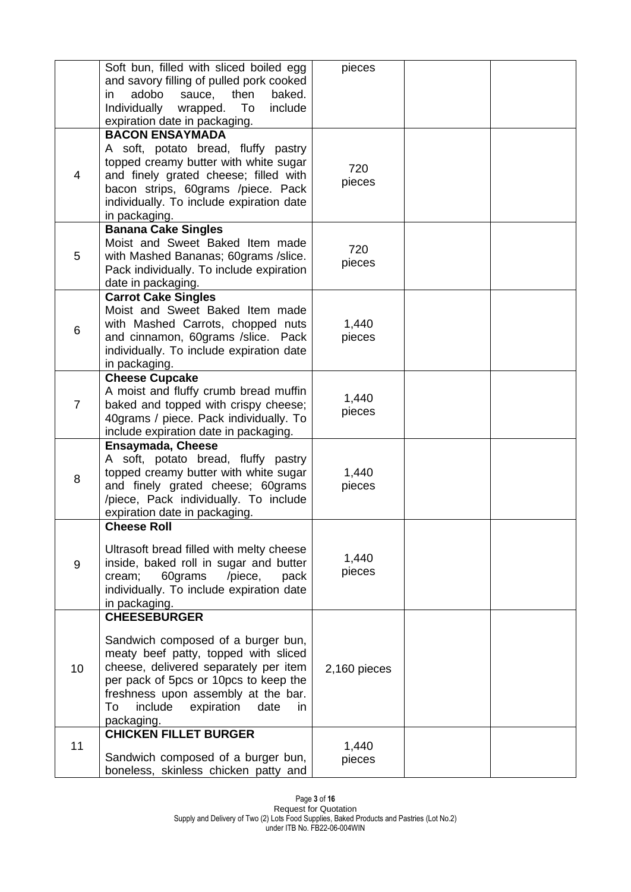| | | | | |
|---|---|---|---|---|
| | Soft bun, filled with sliced boiled egg and savory filling of pulled pork cooked in adobo sauce, then baked. Individually wrapped. To include expiration date in packaging. | pieces | | |
| 4 | **BACON ENSAYMADA**<br>A soft, potato bread, fluffy pastry topped creamy butter with white sugar and finely grated cheese; filled with bacon strips, 60grams /piece. Pack individually. To include expiration date in packaging. | 720 pieces | | |
| 5 | **Banana Cake Singles**<br>Moist and Sweet Baked Item made with Mashed Bananas; 60grams /slice. Pack individually. To include expiration date in packaging. | 720 pieces | | |
| 6 | **Carrot Cake Singles**<br>Moist and Sweet Baked Item made with Mashed Carrots, chopped nuts and cinnamon, 60grams /slice. Pack individually. To include expiration date in packaging. | 1,440 pieces | | |
| 7 | **Cheese Cupcake**<br>A moist and fluffy crumb bread muffin baked and topped with crispy cheese; 40grams / piece. Pack individually. To include expiration date in packaging. | 1,440 pieces | | |
| 8 | **Ensaymada, Cheese**<br>A soft, potato bread, fluffy pastry topped creamy butter with white sugar and finely grated cheese; 60grams /piece, Pack individually. To include expiration date in packaging. | 1,440 pieces | | |
| 9 | **Cheese Roll**<br><br>Ultrasoft bread filled with melty cheese inside, baked roll in sugar and butter cream; 60grams /piece, pack individually. To include expiration date in packaging. | 1,440 pieces | | |
| 10 | **CHEESEBURGER**<br><br>Sandwich composed of a burger bun, meaty beef patty, topped with sliced cheese, delivered separately per item per pack of 5pcs or 10pcs to keep the freshness upon assembly at the bar. To include expiration date in packaging. | 2,160 pieces | | |
| 11 | **CHICKEN FILLET BURGER**<br><br>Sandwich composed of a burger bun, boneless, skinless chicken patty and | 1,440 pieces | | |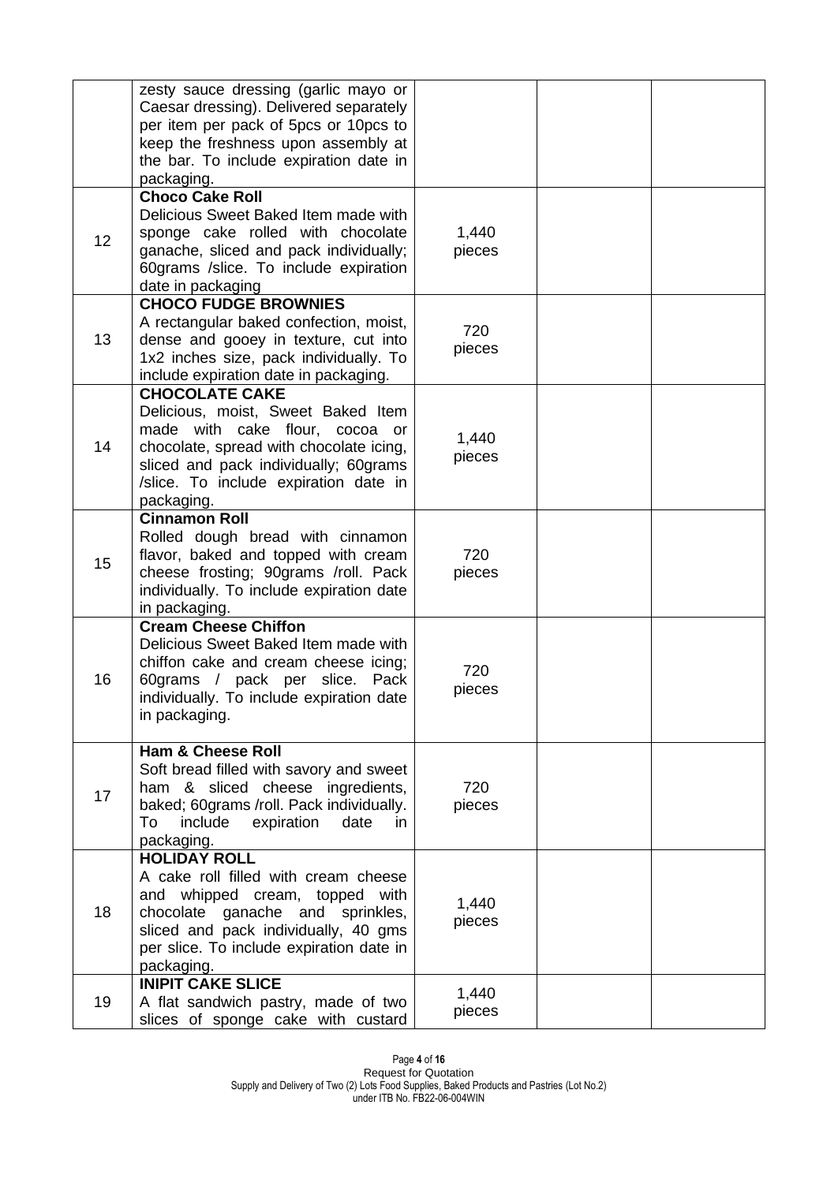| | | | | |
|---|---|---|---|---|
| | zesty sauce dressing (garlic mayo or Caesar dressing). Delivered separately per item per pack of 5pcs or 10pcs to keep the freshness upon assembly at the bar. To include expiration date in packaging. | | | |
| 12 | **Choco Cake Roll**<br>Delicious Sweet Baked Item made with sponge cake rolled with chocolate ganache, sliced and pack individually; 60grams /slice. To include expiration date in packaging | 1,440 pieces | | |
| 13 | **CHOCO FUDGE BROWNIES**<br>A rectangular baked confection, moist, dense and gooey in texture, cut into 1x2 inches size, pack individually. To include expiration date in packaging. | 720 pieces | | |
| 14 | **CHOCOLATE CAKE**<br>Delicious, moist, Sweet Baked Item made with cake flour, cocoa or chocolate, spread with chocolate icing, sliced and pack individually; 60grams /slice. To include expiration date in packaging. | 1,440 pieces | | |
| 15 | **Cinnamon Roll**<br>Rolled dough bread with cinnamon flavor, baked and topped with cream cheese frosting; 90grams /roll. Pack individually. To include expiration date in packaging. | 720 pieces | | |
| 16 | **Cream Cheese Chiffon**<br>Delicious Sweet Baked Item made with chiffon cake and cream cheese icing; 60grams / pack per slice. Pack individually. To include expiration date in packaging. | 720 pieces | | |
| 17 | **Ham & Cheese Roll**<br>Soft bread filled with savory and sweet ham & sliced cheese ingredients, baked; 60grams /roll. Pack individually. To include expiration date in packaging. | 720 pieces | | |
| 18 | **HOLIDAY ROLL**<br>A cake roll filled with cream cheese and whipped cream, topped with chocolate ganache and sprinkles, sliced and pack individually, 40 gms per slice. To include expiration date in packaging. | 1,440 pieces | | |
| 19 | **INIPIT CAKE SLICE**<br>A flat sandwich pastry, made of two slices of sponge cake with custard | 1,440 pieces | | |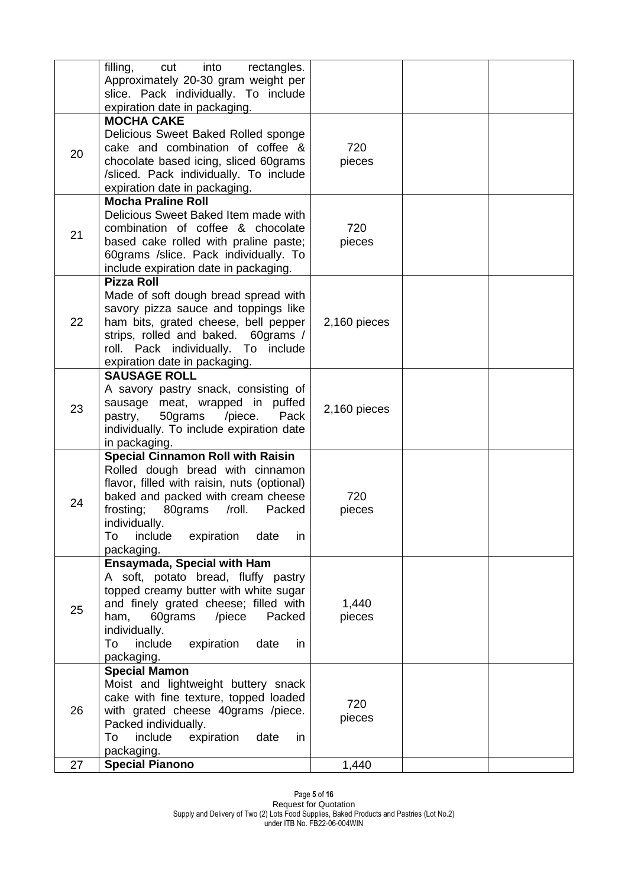|  |  |  |  |  |
|---|---|---|---|---|
|  | filling, cut into rectangles. Approximately 20-30 gram weight per slice. Pack individually. To include expiration date in packaging. |  |  |  |
| 20 | **MOCHA CAKE**<br>Delicious Sweet Baked Rolled sponge cake and combination of coffee & chocolate based icing, sliced 60grams /sliced. Pack individually. To include expiration date in packaging. | 720 pieces |  |  |
| 21 | **Mocha Praline Roll**<br>Delicious Sweet Baked Item made with combination of coffee & chocolate based cake rolled with praline paste; 60grams /slice. Pack individually. To include expiration date in packaging. | 720 pieces |  |  |
| 22 | **Pizza Roll**<br>Made of soft dough bread spread with savory pizza sauce and toppings like ham bits, grated cheese, bell pepper strips, rolled and baked. 60grams / roll. Pack individually. To include expiration date in packaging. | 2,160 pieces |  |  |
| 23 | **SAUSAGE ROLL**<br>A savory pastry snack, consisting of sausage meat, wrapped in puffed pastry, 50grams /piece. Pack individually. To include expiration date in packaging. | 2,160 pieces |  |  |
| 24 | **Special Cinnamon Roll with Raisin**<br>Rolled dough bread with cinnamon flavor, filled with raisin, nuts (optional) baked and packed with cream cheese frosting; 80grams /roll. Packed individually.<br>To include expiration date in packaging. | 720 pieces |  |  |
| 25 | **Ensaymada, Special with Ham**<br>A soft, potato bread, fluffy pastry topped creamy butter with white sugar and finely grated cheese; filled with ham, 60grams /piece Packed individually.<br>To include expiration date in packaging. | 1,440 pieces |  |  |
| 26 | **Special Mamon**<br>Moist and lightweight buttery snack cake with fine texture, topped loaded with grated cheese 40grams /piece. Packed individually.<br>To include expiration date in packaging. | 720 pieces |  |  |
| 27 | **Special Pianono** | 1,440 |  |  |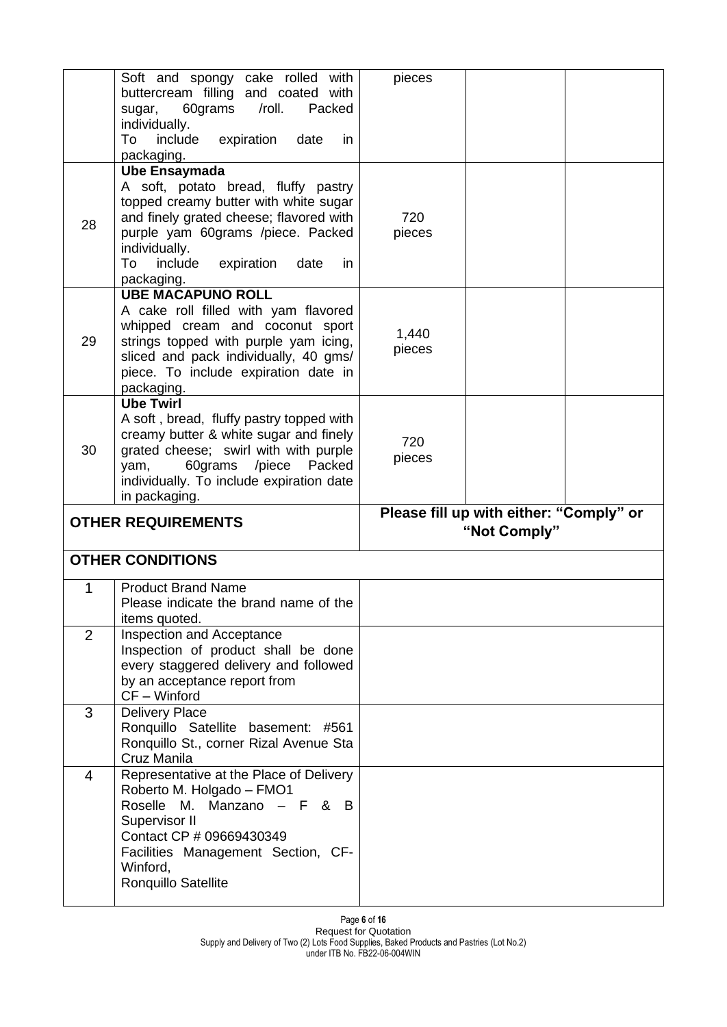| | | | | |
|---|---|---|---|---|
| | Soft and spongy cake rolled with buttercream filling and coated with sugar, 60grams /roll. Packed individually. To include expiration date in packaging. | pieces | | |
| 28 | **Ube Ensaymada** A soft, potato bread, fluffy pastry topped creamy butter with white sugar and finely grated cheese; flavored with purple yam 60grams /piece. Packed individually. To include expiration date in packaging. | 720 pieces | | |
| 29 | **UBE MACAPUNO ROLL** A cake roll filled with yam flavored whipped cream and coconut sport strings topped with purple yam icing, sliced and pack individually, 40 gms/ piece. To include expiration date in packaging. | 1,440 pieces | | |
| 30 | **Ube Twirl** A soft , bread, fluffy pastry topped with creamy butter & white sugar and finely grated cheese; swirl with with purple yam, 60grams /piece Packed individually. To include expiration date in packaging. | 720 pieces | | |
| **OTHER REQUIREMENTS** | | **Please fill up with either: "Comply" or "Not Comply"** | | |
| **OTHER CONDITIONS** | | | | |
| 1 | Product Brand Name Please indicate the brand name of the items quoted. | | | |
| 2 | Inspection and Acceptance Inspection of product shall be done every staggered delivery and followed by an acceptance report from CF – Winford | | | |
| 3 | Delivery Place Ronquillo Satellite basement: #561 Ronquillo St., corner Rizal Avenue Sta Cruz Manila | | | |
| 4 | Representative at the Place of Delivery Roberto M. Holgado – FMO1 Roselle M. Manzano – F & B Supervisor II Contact CP # 09669430349 Facilities Management Section, CF-Winford, Ronquillo Satellite | | | |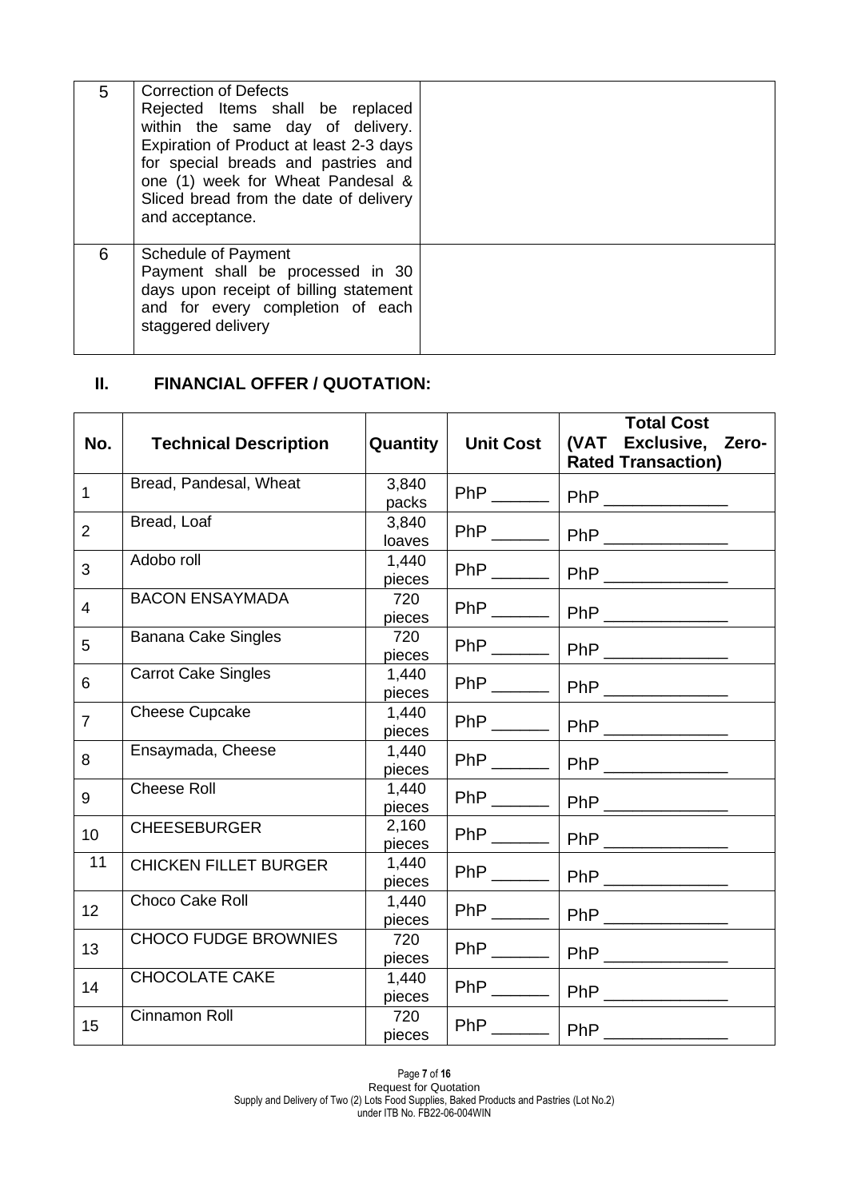| 5 | Correction of Defects<br>Rejected Items shall be replaced within the same day of delivery. Expiration of Product at least 2-3 days for special breads and pastries and one (1) week for Wheat Pandesal & Sliced bread from the date of delivery and acceptance. | |
|---|---|---|
| 6 | Schedule of Payment<br>Payment shall be processed in 30 days upon receipt of billing statement and for every completion of each staggered delivery | |

## II. FINANCIAL OFFER / QUOTATION:

| No. | Technical Description | Quantity | Unit Cost | Total Cost (VAT Exclusive, Zero-Rated Transaction) |
|---|---|---|---|---|
| 1 | Bread, Pandesal, Wheat | 3,840 packs | PhP ______ | PhP _____________ |
| 2 | Bread, Loaf | 3,840 loaves | PhP ______ | PhP _____________ |
| 3 | Adobo roll | 1,440 pieces | PhP ______ | PhP _____________ |
| 4 | BACON ENSAYMADA | 720 pieces | PhP ______ | PhP _____________ |
| 5 | Banana Cake Singles | 720 pieces | PhP ______ | PhP _____________ |
| 6 | Carrot Cake Singles | 1,440 pieces | PhP ______ | PhP _____________ |
| 7 | Cheese Cupcake | 1,440 pieces | PhP ______ | PhP _____________ |
| 8 | Ensaymada, Cheese | 1,440 pieces | PhP ______ | PhP _____________ |
| 9 | Cheese Roll | 1,440 pieces | PhP ______ | PhP _____________ |
| 10 | CHEESEBURGER | 2,160 pieces | PhP ______ | PhP _____________ |
| 11 | CHICKEN FILLET BURGER | 1,440 pieces | PhP ______ | PhP _____________ |
| 12 | Choco Cake Roll | 1,440 pieces | PhP ______ | PhP _____________ |
| 13 | CHOCO FUDGE BROWNIES | 720 pieces | PhP ______ | PhP _____________ |
| 14 | CHOCOLATE CAKE | 1,440 pieces | PhP ______ | PhP _____________ |
| 15 | Cinnamon Roll | 720 pieces | PhP ______ | PhP _____________ |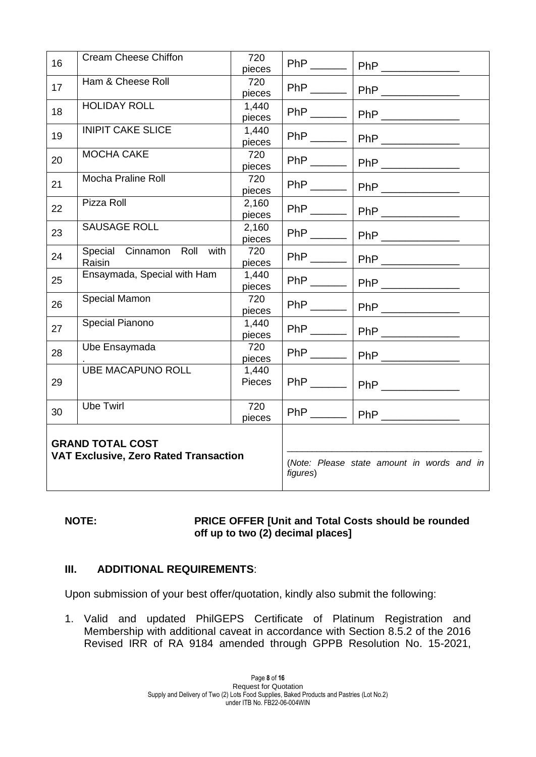| | | | | |
|---|---|---|---|---|
| 16 | Cream Cheese Chiffon | 720 pieces | PhP ______ | PhP _____________ |
| 17 | Ham & Cheese Roll | 720 pieces | PhP ______ | PhP _____________ |
| 18 | HOLIDAY ROLL | 1,440 pieces | PhP ______ | PhP _____________ |
| 19 | INIPIT CAKE SLICE | 1,440 pieces | PhP ______ | PhP _____________ |
| 20 | MOCHA CAKE | 720 pieces | PhP ______ | PhP _____________ |
| 21 | Mocha Praline Roll | 720 pieces | PhP ______ | PhP _____________ |
| 22 | Pizza Roll | 2,160 pieces | PhP ______ | PhP _____________ |
| 23 | SAUSAGE ROLL | 2,160 pieces | PhP ______ | PhP _____________ |
| 24 | Special Cinnamon Roll with Raisin | 720 pieces | PhP ______ | PhP _____________ |
| 25 | Ensaymada, Special with Ham | 1,440 pieces | PhP ______ | PhP _____________ |
| 26 | Special Mamon | 720 pieces | PhP ______ | PhP _____________ |
| 27 | Special Pianono | 1,440 pieces | PhP ______ | PhP _____________ |
| 28 | Ube Ensaymada . | 720 pieces | PhP ______ | PhP _____________ |
| 29 | UBE MACAPUNO ROLL | 1,440 Pieces | PhP ______ | PhP _____________ |
| 30 | Ube Twirl | 720 pieces | PhP ______ | PhP _____________ |
| **GRAND TOTAL COST VAT Exclusive, Zero Rated Transaction** | | | ________________________________ (*Note: Please state amount in words and in figures*) | |

**NOTE:** **PRICE OFFER [Unit and Total Costs should be rounded off up to two (2) decimal places]**

## III. ADDITIONAL REQUIREMENTS:

Upon submission of your best offer/quotation, kindly also submit the following:

1. Valid and updated PhilGEPS Certificate of Platinum Registration and Membership with additional caveat in accordance with Section 8.5.2 of the 2016 Revised IRR of RA 9184 amended through GPPB Resolution No. 15-2021,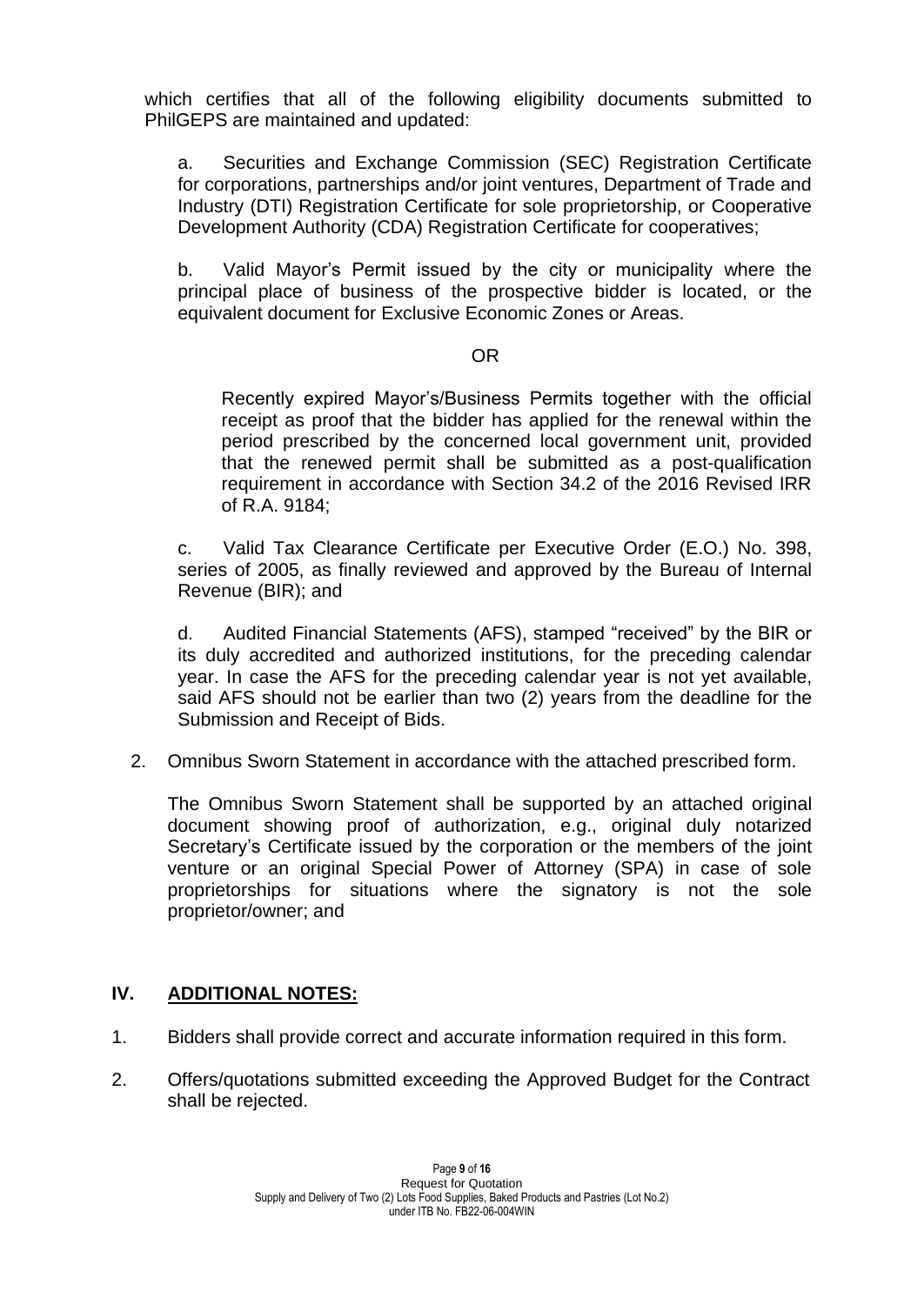which certifies that all of the following eligibility documents submitted to PhilGEPS are maintained and updated:

a. Securities and Exchange Commission (SEC) Registration Certificate for corporations, partnerships and/or joint ventures, Department of Trade and Industry (DTI) Registration Certificate for sole proprietorship, or Cooperative Development Authority (CDA) Registration Certificate for cooperatives;

b. Valid Mayor's Permit issued by the city or municipality where the principal place of business of the prospective bidder is located, or the equivalent document for Exclusive Economic Zones or Areas.

OR

Recently expired Mayor's/Business Permits together with the official receipt as proof that the bidder has applied for the renewal within the period prescribed by the concerned local government unit, provided that the renewed permit shall be submitted as a post-qualification requirement in accordance with Section 34.2 of the 2016 Revised IRR of R.A. 9184;

c. Valid Tax Clearance Certificate per Executive Order (E.O.) No. 398, series of 2005, as finally reviewed and approved by the Bureau of Internal Revenue (BIR); and

d. Audited Financial Statements (AFS), stamped "received" by the BIR or its duly accredited and authorized institutions, for the preceding calendar year. In case the AFS for the preceding calendar year is not yet available, said AFS should not be earlier than two (2) years from the deadline for the Submission and Receipt of Bids.

2. Omnibus Sworn Statement in accordance with the attached prescribed form.

   The Omnibus Sworn Statement shall be supported by an attached original document showing proof of authorization, e.g., original duly notarized Secretary's Certificate issued by the corporation or the members of the joint venture or an original Special Power of Attorney (SPA) in case of sole proprietorships for situations where the signatory is not the sole proprietor/owner; and

## IV. ADDITIONAL NOTES:

1. Bidders shall provide correct and accurate information required in this form.
2. Offers/quotations submitted exceeding the Approved Budget for the Contract shall be rejected.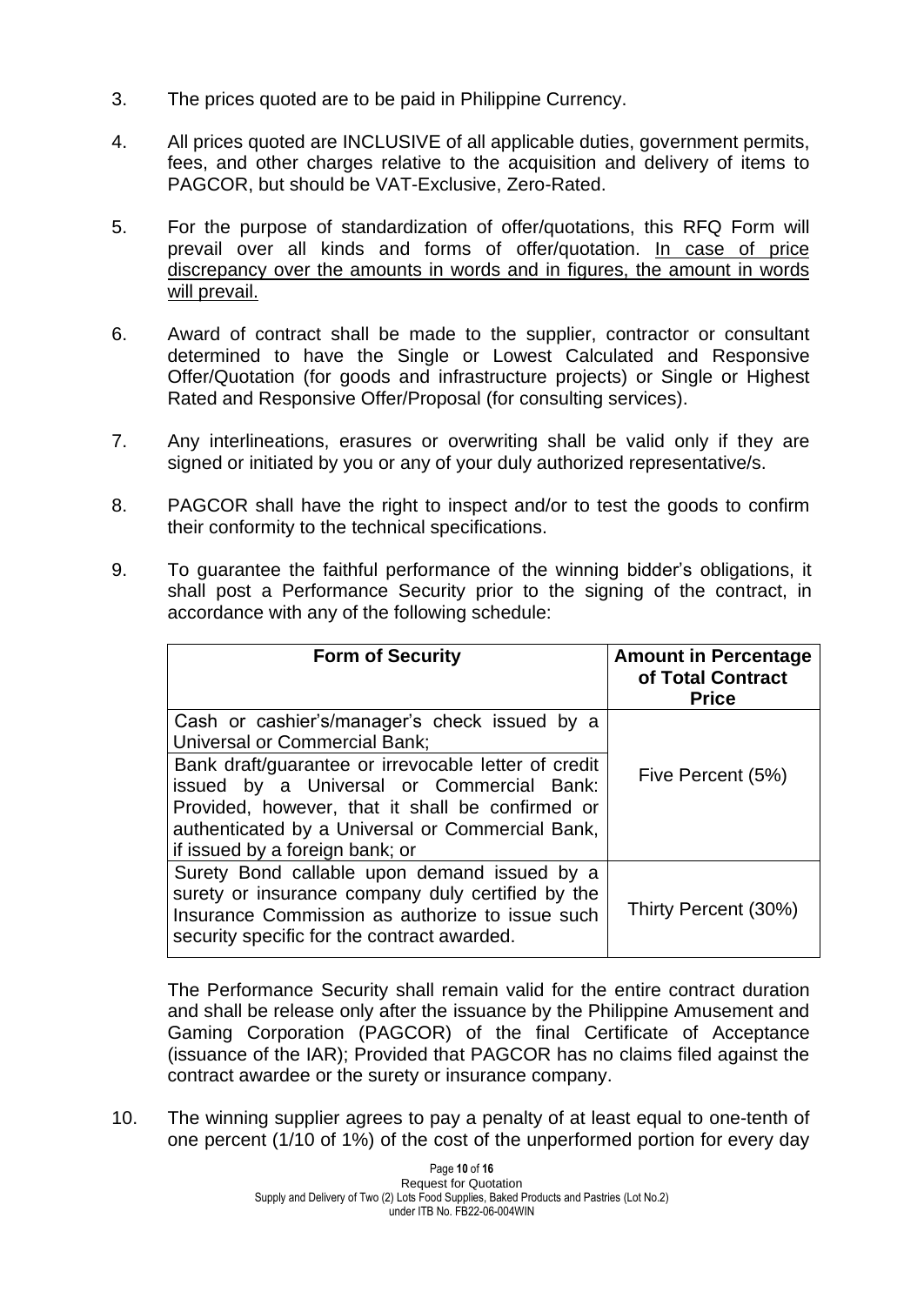3. The prices quoted are to be paid in Philippine Currency.

4. All prices quoted are INCLUSIVE of all applicable duties, government permits, fees, and other charges relative to the acquisition and delivery of items to PAGCOR, but should be VAT-Exclusive, Zero-Rated.

5. For the purpose of standardization of offer/quotations, this RFQ Form will prevail over all kinds and forms of offer/quotation. <u>In case of price discrepancy over the amounts in words and in figures, the amount in words will prevail.</u>

6. Award of contract shall be made to the supplier, contractor or consultant determined to have the Single or Lowest Calculated and Responsive Offer/Quotation (for goods and infrastructure projects) or Single or Highest Rated and Responsive Offer/Proposal (for consulting services).

7. Any interlineations, erasures or overwriting shall be valid only if they are signed or initiated by you or any of your duly authorized representative/s.

8. PAGCOR shall have the right to inspect and/or to test the goods to confirm their conformity to the technical specifications.

9. To guarantee the faithful performance of the winning bidder's obligations, it shall post a Performance Security prior to the signing of the contract, in accordance with any of the following schedule:

| Form of Security | Amount in Percentage of Total Contract Price |
|---|---|
| Cash or cashier's/manager's check issued by a Universal or Commercial Bank;<br>Bank draft/guarantee or irrevocable letter of credit issued by a Universal or Commercial Bank: Provided, however, that it shall be confirmed or authenticated by a Universal or Commercial Bank, if issued by a foreign bank; or | Five Percent (5%) |
| Surety Bond callable upon demand issued by a surety or insurance company duly certified by the Insurance Commission as authorize to issue such security specific for the contract awarded. | Thirty Percent (30%) |

The Performance Security shall remain valid for the entire contract duration and shall be release only after the issuance by the Philippine Amusement and Gaming Corporation (PAGCOR) of the final Certificate of Acceptance (issuance of the IAR); Provided that PAGCOR has no claims filed against the contract awardee or the surety or insurance company.

10. The winning supplier agrees to pay a penalty of at least equal to one-tenth of one percent (1/10 of 1%) of the cost of the unperformed portion for every day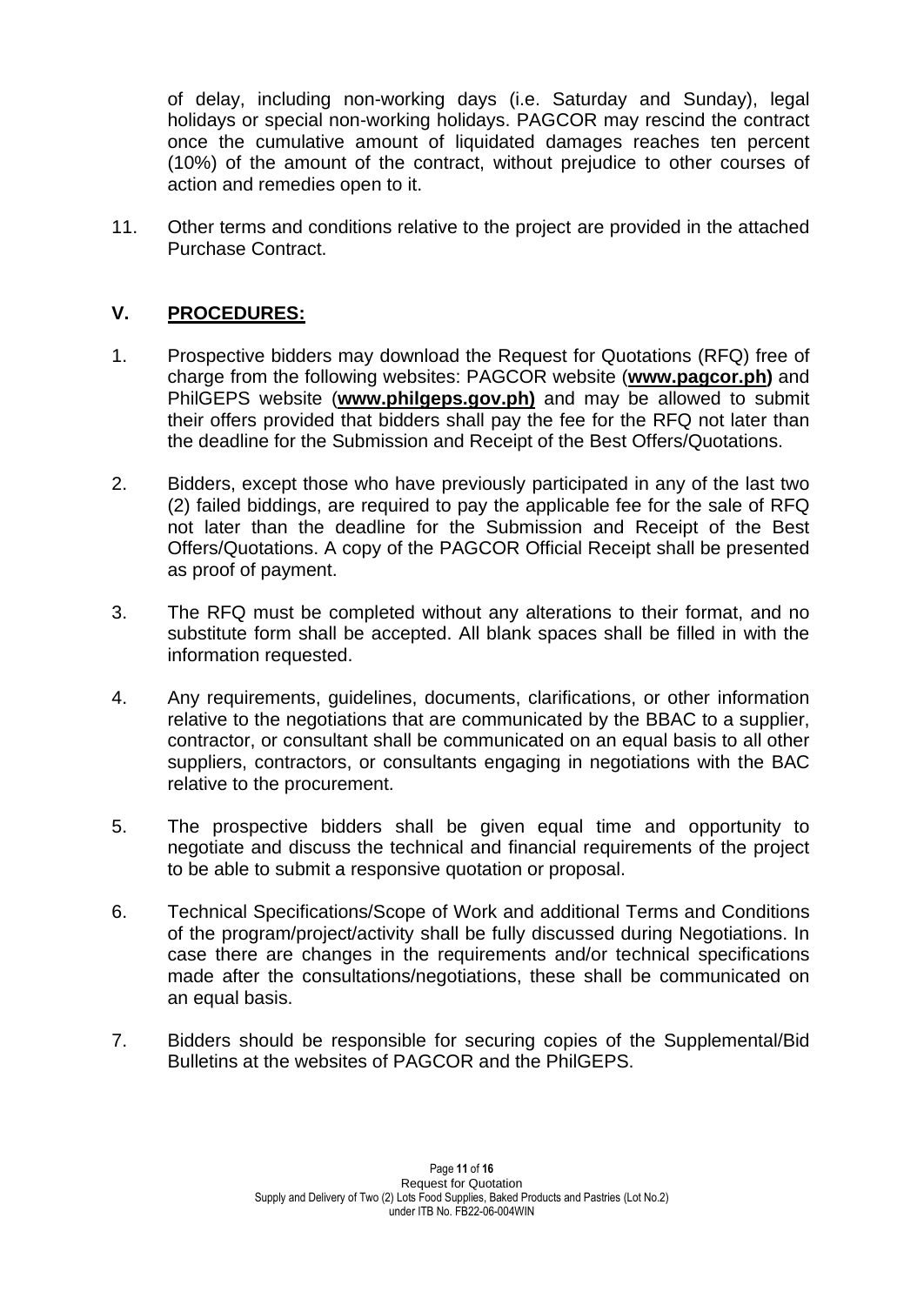of delay, including non-working days (i.e. Saturday and Sunday), legal holidays or special non-working holidays. PAGCOR may rescind the contract once the cumulative amount of liquidated damages reaches ten percent (10%) of the amount of the contract, without prejudice to other courses of action and remedies open to it.

11. Other terms and conditions relative to the project are provided in the attached Purchase Contract.

## V. PROCEDURES:

1. Prospective bidders may download the Request for Quotations (RFQ) free of charge from the following websites: PAGCOR website (**www.pagcor.ph)** and PhilGEPS website (**www.philgeps.gov.ph)** and may be allowed to submit their offers provided that bidders shall pay the fee for the RFQ not later than the deadline for the Submission and Receipt of the Best Offers/Quotations.

2. Bidders, except those who have previously participated in any of the last two (2) failed biddings, are required to pay the applicable fee for the sale of RFQ not later than the deadline for the Submission and Receipt of the Best Offers/Quotations. A copy of the PAGCOR Official Receipt shall be presented as proof of payment.

3. The RFQ must be completed without any alterations to their format, and no substitute form shall be accepted. All blank spaces shall be filled in with the information requested.

4. Any requirements, guidelines, documents, clarifications, or other information relative to the negotiations that are communicated by the BBAC to a supplier, contractor, or consultant shall be communicated on an equal basis to all other suppliers, contractors, or consultants engaging in negotiations with the BAC relative to the procurement.

5. The prospective bidders shall be given equal time and opportunity to negotiate and discuss the technical and financial requirements of the project to be able to submit a responsive quotation or proposal.

6. Technical Specifications/Scope of Work and additional Terms and Conditions of the program/project/activity shall be fully discussed during Negotiations. In case there are changes in the requirements and/or technical specifications made after the consultations/negotiations, these shall be communicated on an equal basis.

7. Bidders should be responsible for securing copies of the Supplemental/Bid Bulletins at the websites of PAGCOR and the PhilGEPS.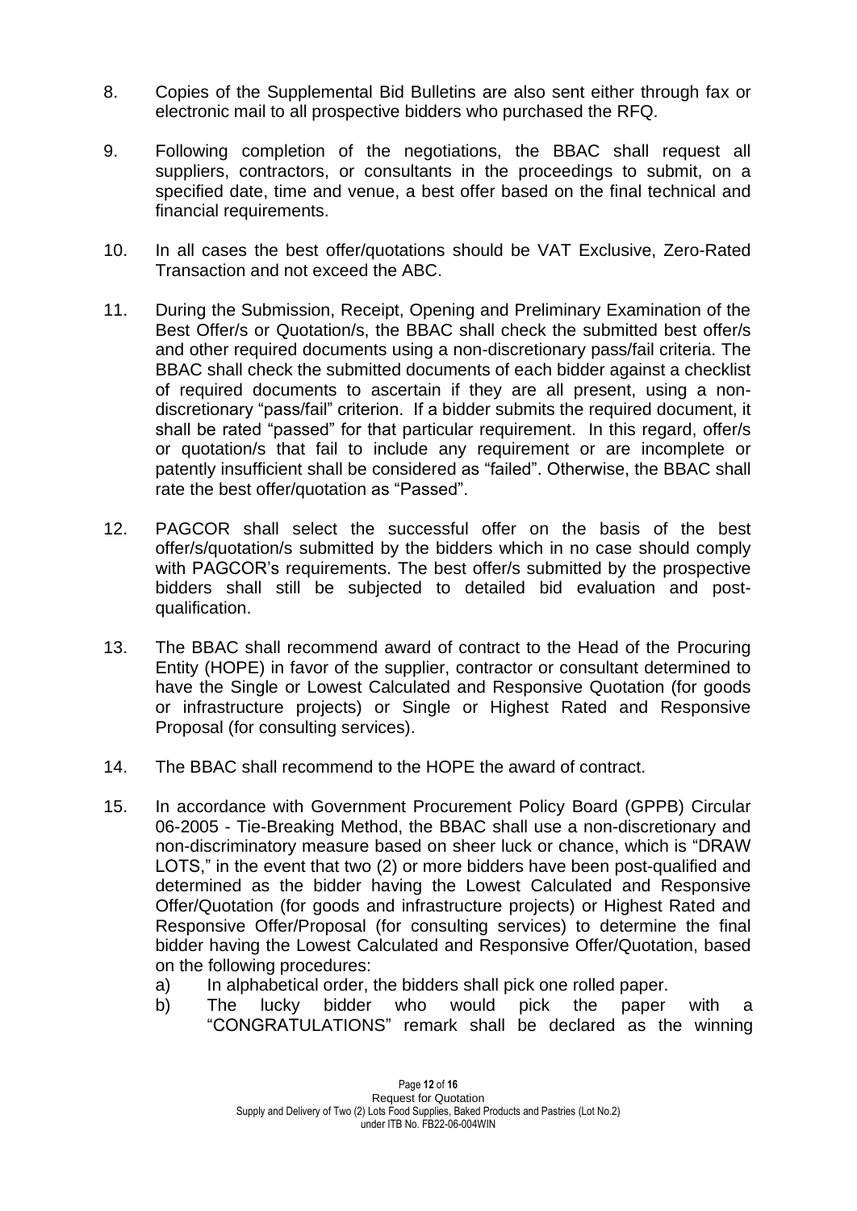8. Copies of the Supplemental Bid Bulletins are also sent either through fax or electronic mail to all prospective bidders who purchased the RFQ.

9. Following completion of the negotiations, the BBAC shall request all suppliers, contractors, or consultants in the proceedings to submit, on a specified date, time and venue, a best offer based on the final technical and financial requirements.

10. In all cases the best offer/quotations should be VAT Exclusive, Zero-Rated Transaction and not exceed the ABC.

11. During the Submission, Receipt, Opening and Preliminary Examination of the Best Offer/s or Quotation/s, the BBAC shall check the submitted best offer/s and other required documents using a non-discretionary pass/fail criteria. The BBAC shall check the submitted documents of each bidder against a checklist of required documents to ascertain if they are all present, using a non-discretionary "pass/fail" criterion. If a bidder submits the required document, it shall be rated "passed" for that particular requirement. In this regard, offer/s or quotation/s that fail to include any requirement or are incomplete or patently insufficient shall be considered as "failed". Otherwise, the BBAC shall rate the best offer/quotation as "Passed".

12. PAGCOR shall select the successful offer on the basis of the best offer/s/quotation/s submitted by the bidders which in no case should comply with PAGCOR's requirements. The best offer/s submitted by the prospective bidders shall still be subjected to detailed bid evaluation and post-qualification.

13. The BBAC shall recommend award of contract to the Head of the Procuring Entity (HOPE) in favor of the supplier, contractor or consultant determined to have the Single or Lowest Calculated and Responsive Quotation (for goods or infrastructure projects) or Single or Highest Rated and Responsive Proposal (for consulting services).

14. The BBAC shall recommend to the HOPE the award of contract.

15. In accordance with Government Procurement Policy Board (GPPB) Circular 06-2005 - Tie-Breaking Method, the BBAC shall use a non-discretionary and non-discriminatory measure based on sheer luck or chance, which is "DRAW LOTS," in the event that two (2) or more bidders have been post-qualified and determined as the bidder having the Lowest Calculated and Responsive Offer/Quotation (for goods and infrastructure projects) or Highest Rated and Responsive Offer/Proposal (for consulting services) to determine the final bidder having the Lowest Calculated and Responsive Offer/Quotation, based on the following procedures:
    a) In alphabetical order, the bidders shall pick one rolled paper.
    b) The lucky bidder who would pick the paper with a "CONGRATULATIONS" remark shall be declared as the winning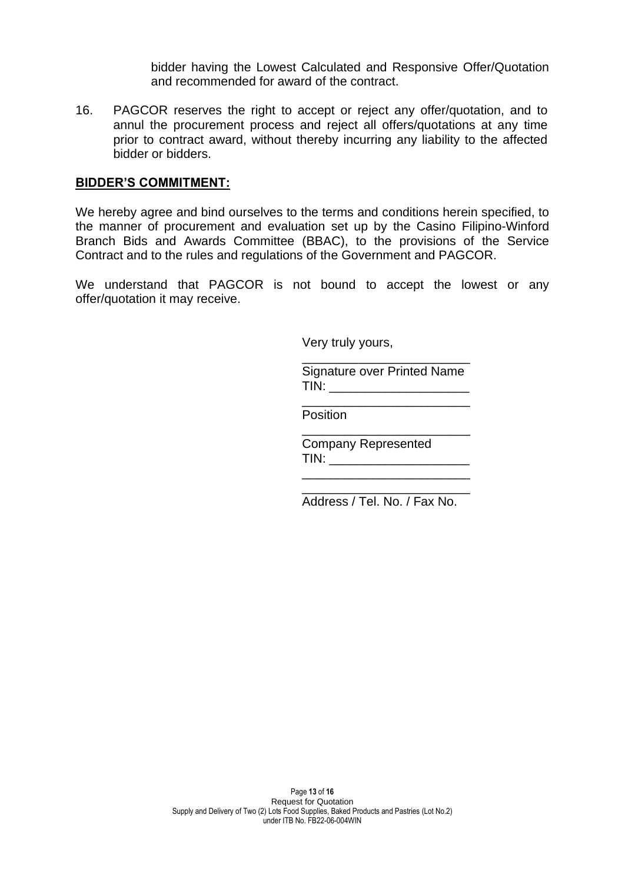bidder having the Lowest Calculated and Responsive Offer/Quotation and recommended for award of the contract.

16. PAGCOR reserves the right to accept or reject any offer/quotation, and to annul the procurement process and reject all offers/quotations at any time prior to contract award, without thereby incurring any liability to the affected bidder or bidders.

**BIDDER'S COMMITMENT:**

We hereby agree and bind ourselves to the terms and conditions herein specified, to the manner of procurement and evaluation set up by the Casino Filipino-Winford Branch Bids and Awards Committee (BBAC), to the provisions of the Service Contract and to the rules and regulations of the Government and PAGCOR.

We understand that PAGCOR is not bound to accept the lowest or any offer/quotation it may receive.

Very truly yours,

________________________
Signature over Printed Name
TIN: ____________________

________________________
Position

________________________
Company Represented
TIN: ____________________

________________________
________________________
Address / Tel. No. / Fax No.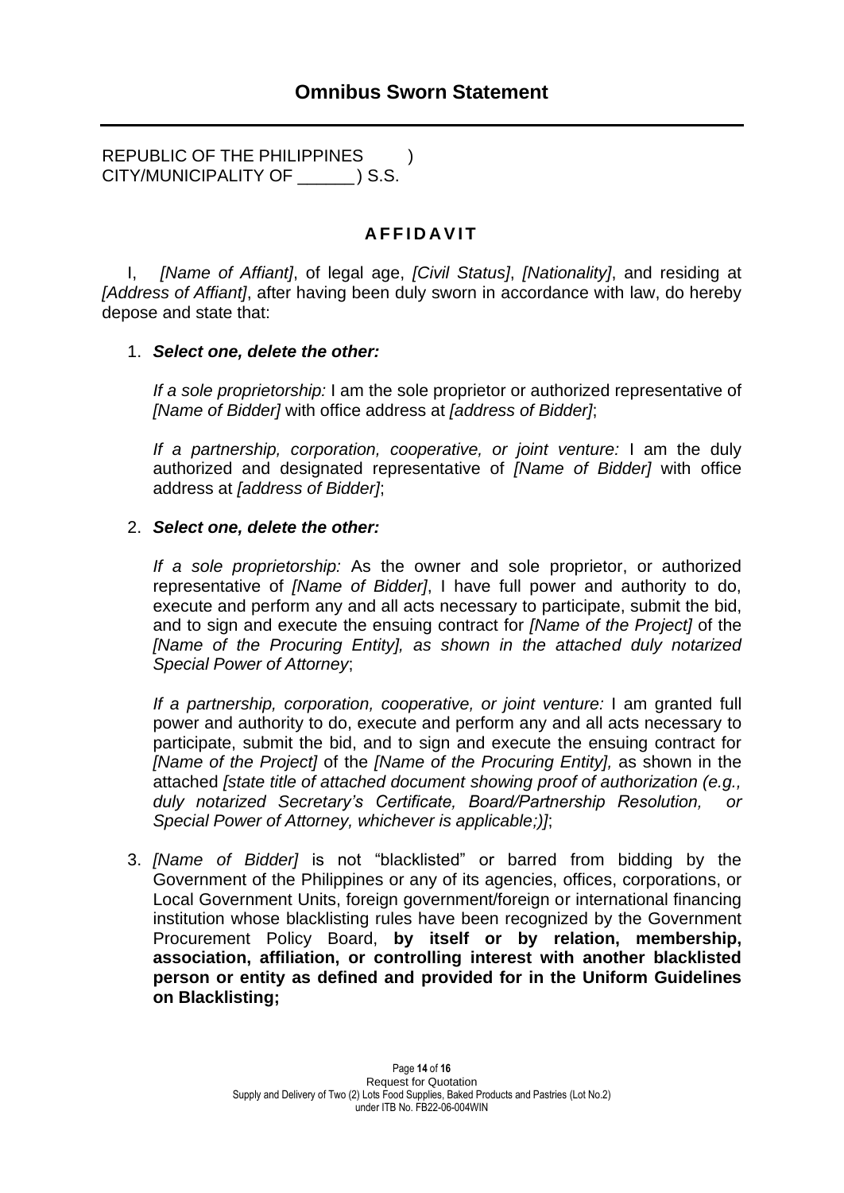# Omnibus Sworn Statement

REPUBLIC OF THE PHILIPPINES )
CITY/MUNICIPALITY OF ______ ) S.S.

## A F F I D A V I T

I, *[Name of Affiant]*, of legal age, *[Civil Status]*, *[Nationality]*, and residing at *[Address of Affiant]*, after having been duly sworn in accordance with law, do hereby depose and state that:

1. ***Select one, delete the other:***

   *If a sole proprietorship:* I am the sole proprietor or authorized representative of *[Name of Bidder]* with office address at *[address of Bidder]*;

   *If a partnership, corporation, cooperative, or joint venture:* I am the duly authorized and designated representative of *[Name of Bidder]* with office address at *[address of Bidder]*;

2. ***Select one, delete the other:***

   *If a sole proprietorship:* As the owner and sole proprietor, or authorized representative of *[Name of Bidder]*, I have full power and authority to do, execute and perform any and all acts necessary to participate, submit the bid, and to sign and execute the ensuing contract for *[Name of the Project]* of the *[Name of the Procuring Entity], as shown in the attached duly notarized Special Power of Attorney*;

   *If a partnership, corporation, cooperative, or joint venture:* I am granted full power and authority to do, execute and perform any and all acts necessary to participate, submit the bid, and to sign and execute the ensuing contract for *[Name of the Project]* of the *[Name of the Procuring Entity],* as shown in the attached *[state title of attached document showing proof of authorization (e.g., duly notarized Secretary's Certificate, Board/Partnership Resolution, or Special Power of Attorney, whichever is applicable;)]*;

3. *[Name of Bidder]* is not "blacklisted" or barred from bidding by the Government of the Philippines or any of its agencies, offices, corporations, or Local Government Units, foreign government/foreign or international financing institution whose blacklisting rules have been recognized by the Government Procurement Policy Board, **by itself or by relation, membership, association, affiliation, or controlling interest with another blacklisted person or entity as defined and provided for in the Uniform Guidelines on Blacklisting;**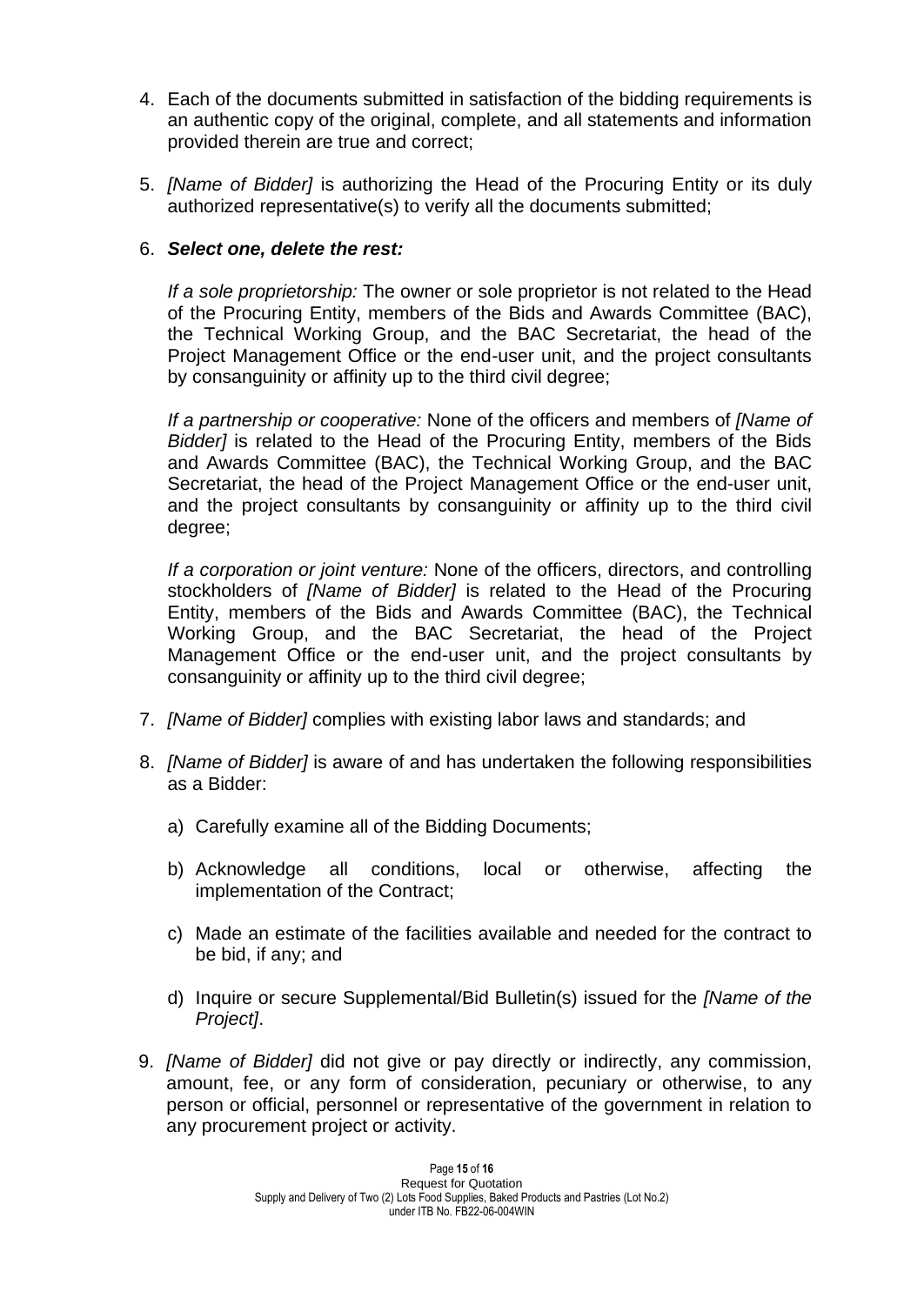4. Each of the documents submitted in satisfaction of the bidding requirements is an authentic copy of the original, complete, and all statements and information provided therein are true and correct;

5. *[Name of Bidder]* is authorizing the Head of the Procuring Entity or its duly authorized representative(s) to verify all the documents submitted;

6. ***Select one, delete the rest:***

   *If a sole proprietorship:* The owner or sole proprietor is not related to the Head of the Procuring Entity, members of the Bids and Awards Committee (BAC), the Technical Working Group, and the BAC Secretariat, the head of the Project Management Office or the end-user unit, and the project consultants by consanguinity or affinity up to the third civil degree;

   *If a partnership or cooperative:* None of the officers and members of *[Name of Bidder]* is related to the Head of the Procuring Entity, members of the Bids and Awards Committee (BAC), the Technical Working Group, and the BAC Secretariat, the head of the Project Management Office or the end-user unit, and the project consultants by consanguinity or affinity up to the third civil degree;

   *If a corporation or joint venture:* None of the officers, directors, and controlling stockholders of *[Name of Bidder]* is related to the Head of the Procuring Entity, members of the Bids and Awards Committee (BAC), the Technical Working Group, and the BAC Secretariat, the head of the Project Management Office or the end-user unit, and the project consultants by consanguinity or affinity up to the third civil degree;

7. *[Name of Bidder]* complies with existing labor laws and standards; and

8. *[Name of Bidder]* is aware of and has undertaken the following responsibilities as a Bidder:

   a) Carefully examine all of the Bidding Documents;

   b) Acknowledge all conditions, local or otherwise, affecting the implementation of the Contract;

   c) Made an estimate of the facilities available and needed for the contract to be bid, if any; and

   d) Inquire or secure Supplemental/Bid Bulletin(s) issued for the *[Name of the Project]*.

9. *[Name of Bidder]* did not give or pay directly or indirectly, any commission, amount, fee, or any form of consideration, pecuniary or otherwise, to any person or official, personnel or representative of the government in relation to any procurement project or activity.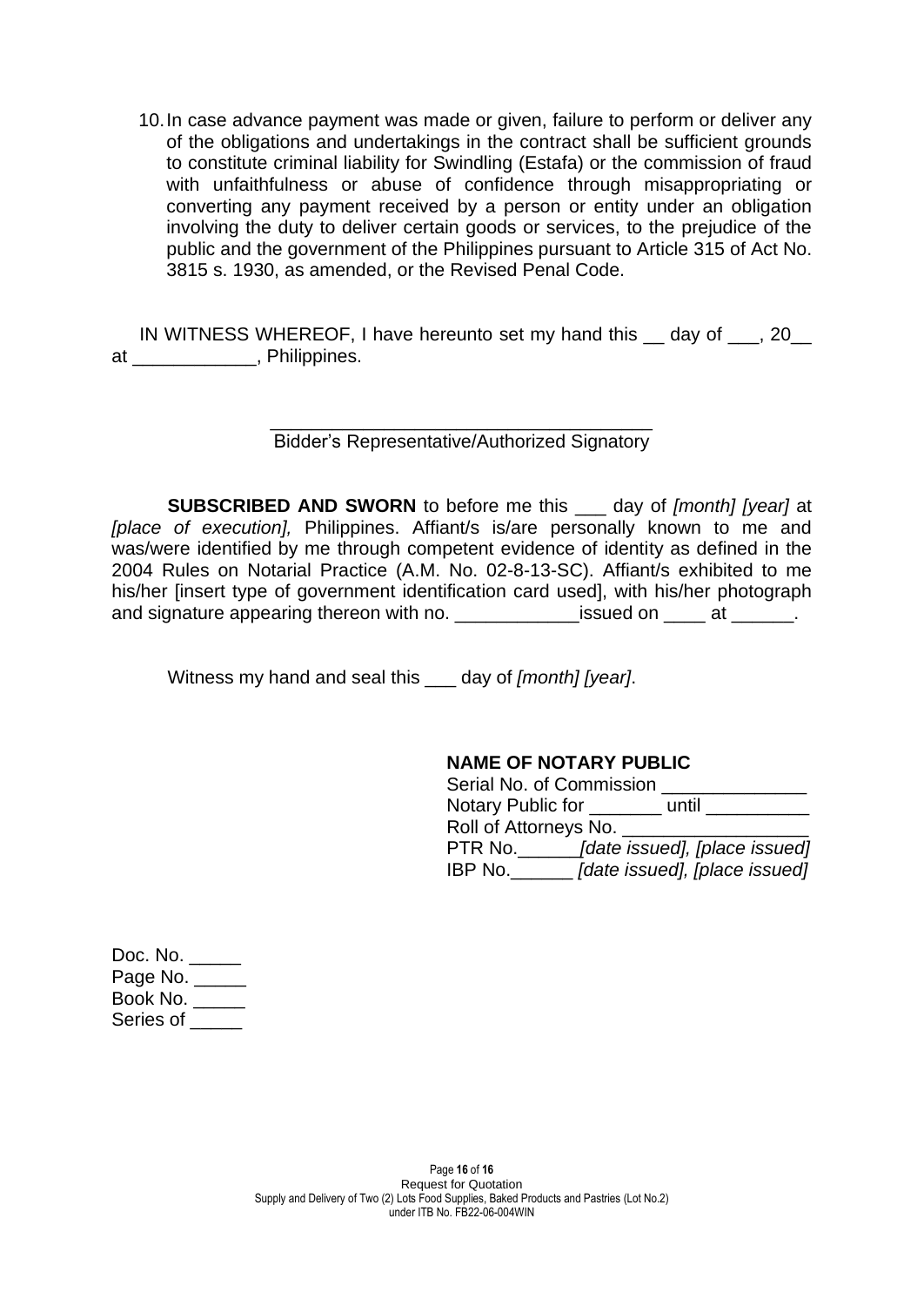10. In case advance payment was made or given, failure to perform or deliver any of the obligations and undertakings in the contract shall be sufficient grounds to constitute criminal liability for Swindling (Estafa) or the commission of fraud with unfaithfulness or abuse of confidence through misappropriating or converting any payment received by a person or entity under an obligation involving the duty to deliver certain goods or services, to the prejudice of the public and the government of the Philippines pursuant to Article 315 of Act No. 3815 s. 1930, as amended, or the Revised Penal Code.

IN WITNESS WHEREOF, I have hereunto set my hand this __ day of ___, 20__ at ____________, Philippines.

_____________________________________
Bidder's Representative/Authorized Signatory

**SUBSCRIBED AND SWORN** to before me this ___ day of *[month] [year]* at *[place of execution],* Philippines. Affiant/s is/are personally known to me and was/were identified by me through competent evidence of identity as defined in the 2004 Rules on Notarial Practice (A.M. No. 02-8-13-SC). Affiant/s exhibited to me his/her [insert type of government identification card used], with his/her photograph and signature appearing thereon with no. ____________issued on ____ at ______.

Witness my hand and seal this ___ day of *[month] [year]*.

**NAME OF NOTARY PUBLIC**
Serial No. of Commission ______________
Notary Public for _______ until __________
Roll of Attorneys No. _________________
PTR No.______*[date issued], [place issued]*
IBP No.______ *[date issued], [place issued]*

Doc. No. _____
Page No. _____
Book No. _____
Series of _____